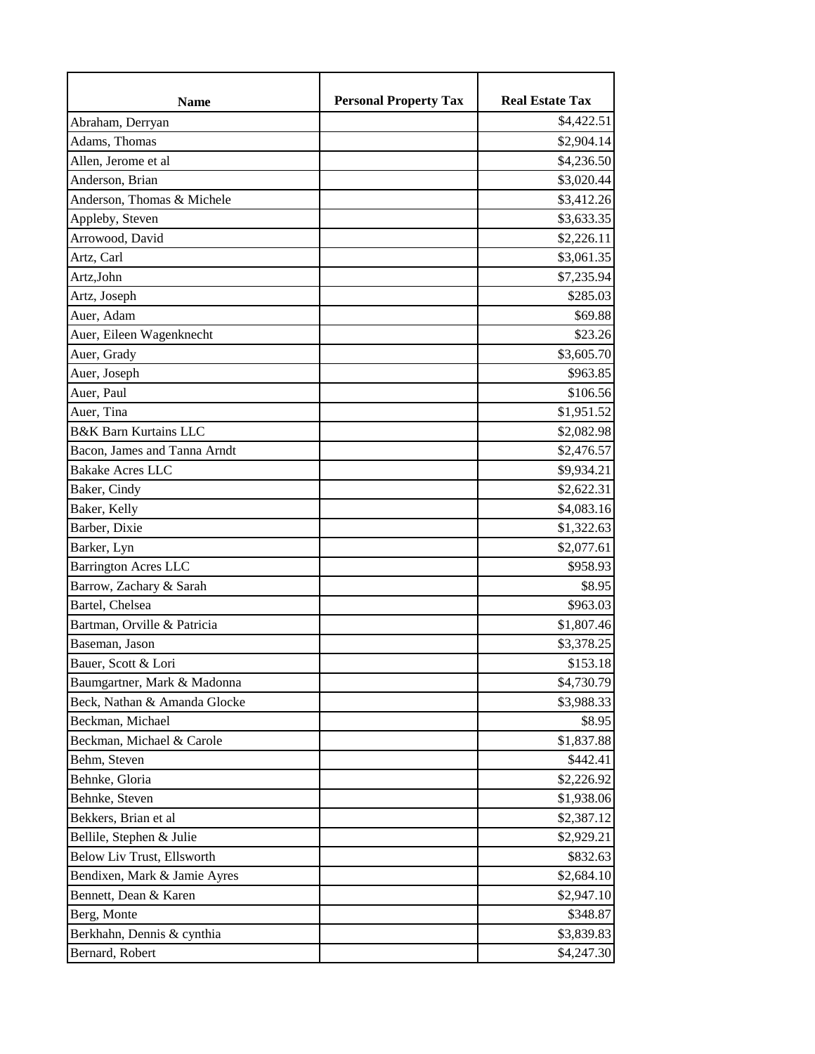| Name | Personal Property Tax | Real Estate Tax |
|---|---|---|
| Abraham, Derryan | | $4,422.51 |
| Adams, Thomas | | $2,904.14 |
| Allen, Jerome et al | | $4,236.50 |
| Anderson, Brian | | $3,020.44 |
| Anderson, Thomas & Michele | | $3,412.26 |
| Appleby, Steven | | $3,633.35 |
| Arrowood, David | | $2,226.11 |
| Artz, Carl | | $3,061.35 |
| Artz,John | | $7,235.94 |
| Artz, Joseph | | $285.03 |
| Auer, Adam | | $69.88 |
| Auer, Eileen Wagenknecht | | $23.26 |
| Auer, Grady | | $3,605.70 |
| Auer, Joseph | | $963.85 |
| Auer, Paul | | $106.56 |
| Auer, Tina | | $1,951.52 |
| B&K Barn Kurtains LLC | | $2,082.98 |
| Bacon, James and Tanna Arndt | | $2,476.57 |
| Bakake Acres LLC | | $9,934.21 |
| Baker, Cindy | | $2,622.31 |
| Baker, Kelly | | $4,083.16 |
| Barber, Dixie | | $1,322.63 |
| Barker, Lyn | | $2,077.61 |
| Barrington Acres LLC | | $958.93 |
| Barrow, Zachary & Sarah | | $8.95 |
| Bartel, Chelsea | | $963.03 |
| Bartman, Orville & Patricia | | $1,807.46 |
| Baseman, Jason | | $3,378.25 |
| Bauer, Scott & Lori | | $153.18 |
| Baumgartner, Mark & Madonna | | $4,730.79 |
| Beck, Nathan & Amanda Glocke | | $3,988.33 |
| Beckman, Michael | | $8.95 |
| Beckman, Michael & Carole | | $1,837.88 |
| Behm, Steven | | $442.41 |
| Behnke, Gloria | | $2,226.92 |
| Behnke, Steven | | $1,938.06 |
| Bekkers, Brian et al | | $2,387.12 |
| Bellile, Stephen & Julie | | $2,929.21 |
| Below Liv Trust, Ellsworth | | $832.63 |
| Bendixen, Mark & Jamie Ayres | | $2,684.10 |
| Bennett, Dean & Karen | | $2,947.10 |
| Berg, Monte | | $348.87 |
| Berkhahn, Dennis & cynthia | | $3,839.83 |
| Bernard, Robert | | $4,247.30 |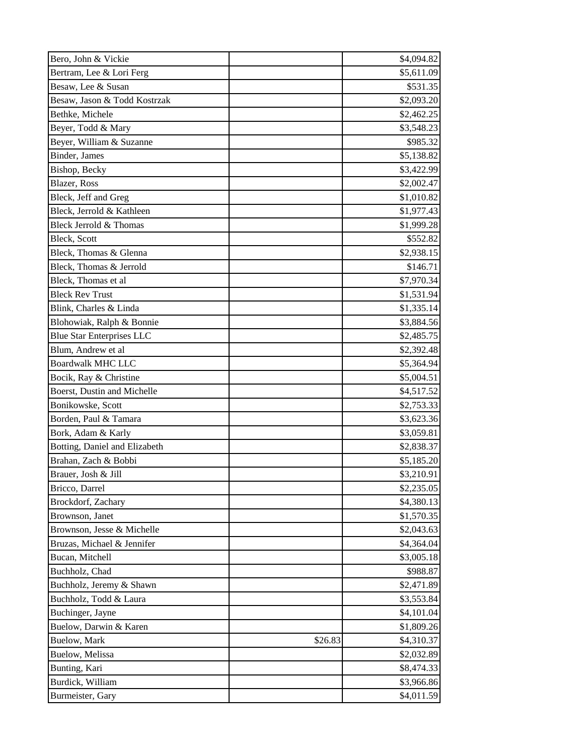| | | |
|---|---|---|
| Bero, John & Vickie | | $4,094.82 |
| Bertram, Lee & Lori Ferg | | $5,611.09 |
| Besaw, Lee & Susan | | $531.35 |
| Besaw, Jason & Todd Kostrzak | | $2,093.20 |
| Bethke, Michele | | $2,462.25 |
| Beyer, Todd & Mary | | $3,548.23 |
| Beyer, William & Suzanne | | $985.32 |
| Binder, James | | $5,138.82 |
| Bishop, Becky | | $3,422.99 |
| Blazer, Ross | | $2,002.47 |
| Bleck, Jeff and Greg | | $1,010.82 |
| Bleck, Jerrold & Kathleen | | $1,977.43 |
| Bleck Jerrold & Thomas | | $1,999.28 |
| Bleck, Scott | | $552.82 |
| Bleck, Thomas & Glenna | | $2,938.15 |
| Bleck, Thomas & Jerrold | | $146.71 |
| Bleck, Thomas et al | | $7,970.34 |
| Bleck Rev Trust | | $1,531.94 |
| Blink, Charles & Linda | | $1,335.14 |
| Blohowiak, Ralph & Bonnie | | $3,884.56 |
| Blue Star Enterprises LLC | | $2,485.75 |
| Blum, Andrew et al | | $2,392.48 |
| Boardwalk MHC LLC | | $5,364.94 |
| Bocik, Ray & Christine | | $5,004.51 |
| Boerst, Dustin and Michelle | | $4,517.52 |
| Bonikowske, Scott | | $2,753.33 |
| Borden, Paul & Tamara | | $3,623.36 |
| Bork, Adam & Karly | | $3,059.81 |
| Botting, Daniel and Elizabeth | | $2,838.37 |
| Brahan, Zach & Bobbi | | $5,185.20 |
| Brauer, Josh & Jill | | $3,210.91 |
| Bricco, Darrel | | $2,235.05 |
| Brockdorf, Zachary | | $4,380.13 |
| Brownson, Janet | | $1,570.35 |
| Brownson, Jesse & Michelle | | $2,043.63 |
| Bruzas, Michael & Jennifer | | $4,364.04 |
| Bucan, Mitchell | | $3,005.18 |
| Buchholz, Chad | | $988.87 |
| Buchholz, Jeremy & Shawn | | $2,471.89 |
| Buchholz, Todd & Laura | | $3,553.84 |
| Buchinger, Jayne | | $4,101.04 |
| Buelow, Darwin & Karen | | $1,809.26 |
| Buelow, Mark | $26.83 | $4,310.37 |
| Buelow, Melissa | | $2,032.89 |
| Bunting, Kari | | $8,474.33 |
| Burdick, William | | $3,966.86 |
| Burmeister, Gary | | $4,011.59 |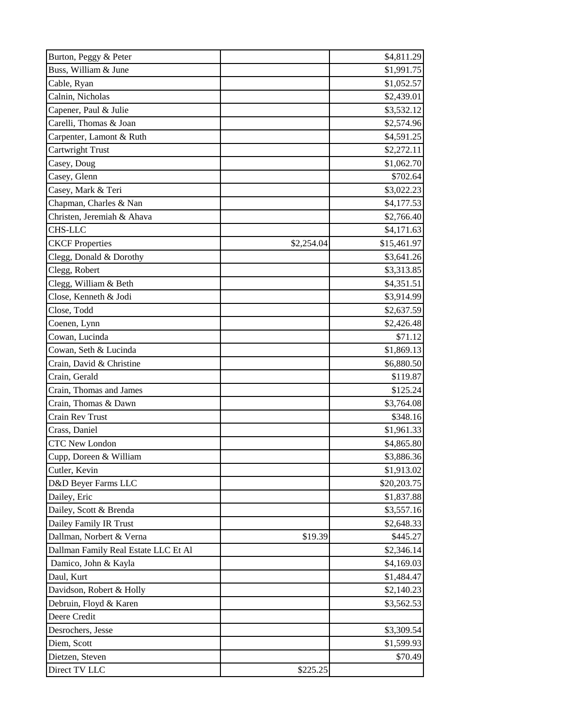| | | |
|---|---|---|
| Burton, Peggy & Peter | | $4,811.29 |
| Buss, William & June | | $1,991.75 |
| Cable, Ryan | | $1,052.57 |
| Calnin, Nicholas | | $2,439.01 |
| Capener, Paul & Julie | | $3,532.12 |
| Carelli, Thomas & Joan | | $2,574.96 |
| Carpenter, Lamont & Ruth | | $4,591.25 |
| Cartwright Trust | | $2,272.11 |
| Casey, Doug | | $1,062.70 |
| Casey, Glenn | | $702.64 |
| Casey, Mark & Teri | | $3,022.23 |
| Chapman, Charles & Nan | | $4,177.53 |
| Christen, Jeremiah & Ahava | | $2,766.40 |
| CHS-LLC | | $4,171.63 |
| CKCF Properties | $2,254.04 | $15,461.97 |
| Clegg, Donald & Dorothy | | $3,641.26 |
| Clegg, Robert | | $3,313.85 |
| Clegg, William & Beth | | $4,351.51 |
| Close, Kenneth & Jodi | | $3,914.99 |
| Close, Todd | | $2,637.59 |
| Coenen, Lynn | | $2,426.48 |
| Cowan, Lucinda | | $71.12 |
| Cowan, Seth & Lucinda | | $1,869.13 |
| Crain, David & Christine | | $6,880.50 |
| Crain, Gerald | | $119.87 |
| Crain, Thomas and James | | $125.24 |
| Crain, Thomas & Dawn | | $3,764.08 |
| Crain Rev Trust | | $348.16 |
| Crass, Daniel | | $1,961.33 |
| CTC New London | | $4,865.80 |
| Cupp, Doreen & William | | $3,886.36 |
| Cutler, Kevin | | $1,913.02 |
| D&D Beyer Farms LLC | | $20,203.75 |
| Dailey, Eric | | $1,837.88 |
| Dailey, Scott & Brenda | | $3,557.16 |
| Dailey Family IR Trust | | $2,648.33 |
| Dallman, Norbert & Verna | $19.39 | $445.27 |
| Dallman Family Real Estate LLC Et Al | | $2,346.14 |
| Damico, John & Kayla | | $4,169.03 |
| Daul, Kurt | | $1,484.47 |
| Davidson, Robert & Holly | | $2,140.23 |
| Debruin, Floyd & Karen | | $3,562.53 |
| Deere Credit | | |
| Desrochers, Jesse | | $3,309.54 |
| Diem, Scott | | $1,599.93 |
| Dietzen, Steven | | $70.49 |
| Direct TV LLC | $225.25 | |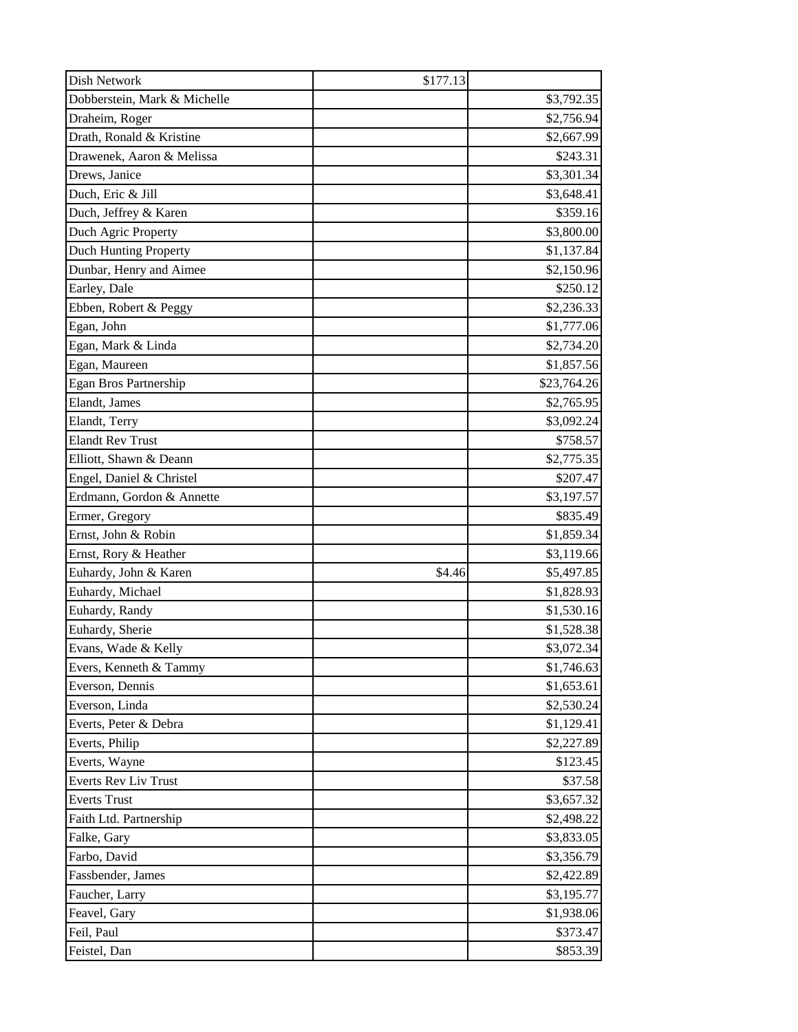| | | |
|---|---|---|
| Dish Network | $177.13 | |
| Dobberstein, Mark & Michelle | | $3,792.35 |
| Draheim, Roger | | $2,756.94 |
| Drath, Ronald & Kristine | | $2,667.99 |
| Drawenek, Aaron & Melissa | | $243.31 |
| Drews, Janice | | $3,301.34 |
| Duch, Eric & Jill | | $3,648.41 |
| Duch, Jeffrey & Karen | | $359.16 |
| Duch Agric Property | | $3,800.00 |
| Duch Hunting Property | | $1,137.84 |
| Dunbar, Henry and Aimee | | $2,150.96 |
| Earley, Dale | | $250.12 |
| Ebben, Robert & Peggy | | $2,236.33 |
| Egan, John | | $1,777.06 |
| Egan, Mark & Linda | | $2,734.20 |
| Egan, Maureen | | $1,857.56 |
| Egan Bros Partnership | | $23,764.26 |
| Elandt, James | | $2,765.95 |
| Elandt, Terry | | $3,092.24 |
| Elandt Rev Trust | | $758.57 |
| Elliott, Shawn & Deann | | $2,775.35 |
| Engel, Daniel & Christel | | $207.47 |
| Erdmann, Gordon & Annette | | $3,197.57 |
| Ermer, Gregory | | $835.49 |
| Ernst, John & Robin | | $1,859.34 |
| Ernst, Rory & Heather | | $3,119.66 |
| Euhardy, John & Karen | $4.46 | $5,497.85 |
| Euhardy, Michael | | $1,828.93 |
| Euhardy, Randy | | $1,530.16 |
| Euhardy, Sherie | | $1,528.38 |
| Evans, Wade & Kelly | | $3,072.34 |
| Evers, Kenneth & Tammy | | $1,746.63 |
| Everson, Dennis | | $1,653.61 |
| Everson, Linda | | $2,530.24 |
| Everts, Peter & Debra | | $1,129.41 |
| Everts, Philip | | $2,227.89 |
| Everts, Wayne | | $123.45 |
| Everts Rev Liv Trust | | $37.58 |
| Everts Trust | | $3,657.32 |
| Faith Ltd. Partnership | | $2,498.22 |
| Falke, Gary | | $3,833.05 |
| Farbo, David | | $3,356.79 |
| Fassbender, James | | $2,422.89 |
| Faucher, Larry | | $3,195.77 |
| Feavel, Gary | | $1,938.06 |
| Feil, Paul | | $373.47 |
| Feistel, Dan | | $853.39 |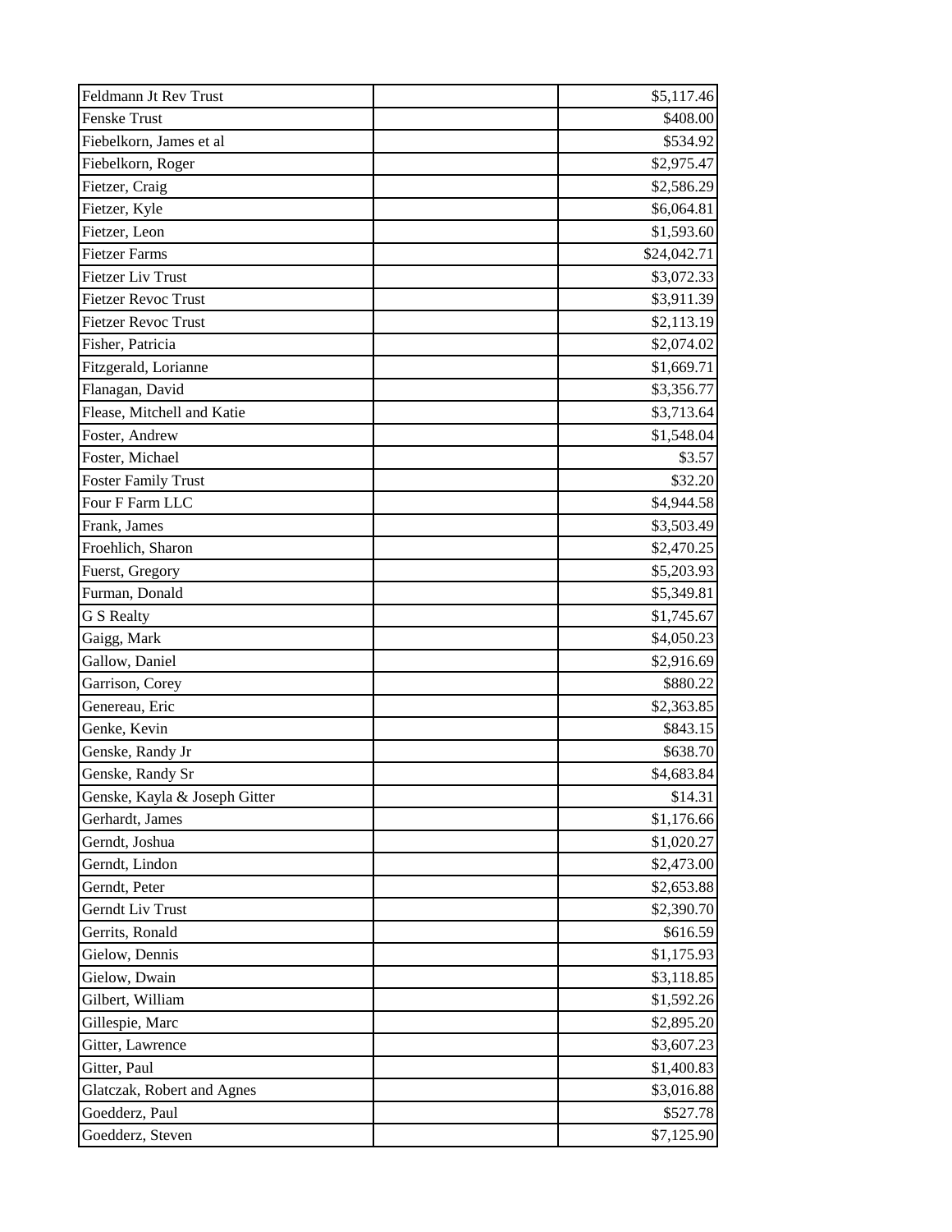| Feldmann Jt Rev Trust | | $5,117.46 |
|---|---|---|
| Fenske Trust | | $408.00 |
| Fiebelkorn, James et al | | $534.92 |
| Fiebelkorn, Roger | | $2,975.47 |
| Fietzer, Craig | | $2,586.29 |
| Fietzer, Kyle | | $6,064.81 |
| Fietzer, Leon | | $1,593.60 |
| Fietzer Farms | | $24,042.71 |
| Fietzer Liv Trust | | $3,072.33 |
| Fietzer Revoc Trust | | $3,911.39 |
| Fietzer Revoc Trust | | $2,113.19 |
| Fisher, Patricia | | $2,074.02 |
| Fitzgerald, Lorianne | | $1,669.71 |
| Flanagan, David | | $3,356.77 |
| Flease, Mitchell and Katie | | $3,713.64 |
| Foster, Andrew | | $1,548.04 |
| Foster, Michael | | $3.57 |
| Foster Family Trust | | $32.20 |
| Four F Farm LLC | | $4,944.58 |
| Frank, James | | $3,503.49 |
| Froehlich, Sharon | | $2,470.25 |
| Fuerst, Gregory | | $5,203.93 |
| Furman, Donald | | $5,349.81 |
| G S Realty | | $1,745.67 |
| Gaigg, Mark | | $4,050.23 |
| Gallow, Daniel | | $2,916.69 |
| Garrison, Corey | | $880.22 |
| Genereau, Eric | | $2,363.85 |
| Genke, Kevin | | $843.15 |
| Genske, Randy Jr | | $638.70 |
| Genske, Randy Sr | | $4,683.84 |
| Genske, Kayla & Joseph Gitter | | $14.31 |
| Gerhardt, James | | $1,176.66 |
| Gerndt, Joshua | | $1,020.27 |
| Gerndt, Lindon | | $2,473.00 |
| Gerndt, Peter | | $2,653.88 |
| Gerndt Liv Trust | | $2,390.70 |
| Gerrits, Ronald | | $616.59 |
| Gielow, Dennis | | $1,175.93 |
| Gielow, Dwain | | $3,118.85 |
| Gilbert, William | | $1,592.26 |
| Gillespie, Marc | | $2,895.20 |
| Gitter, Lawrence | | $3,607.23 |
| Gitter, Paul | | $1,400.83 |
| Glatczak, Robert and Agnes | | $3,016.88 |
| Goedderz, Paul | | $527.78 |
| Goedderz, Steven | | $7,125.90 |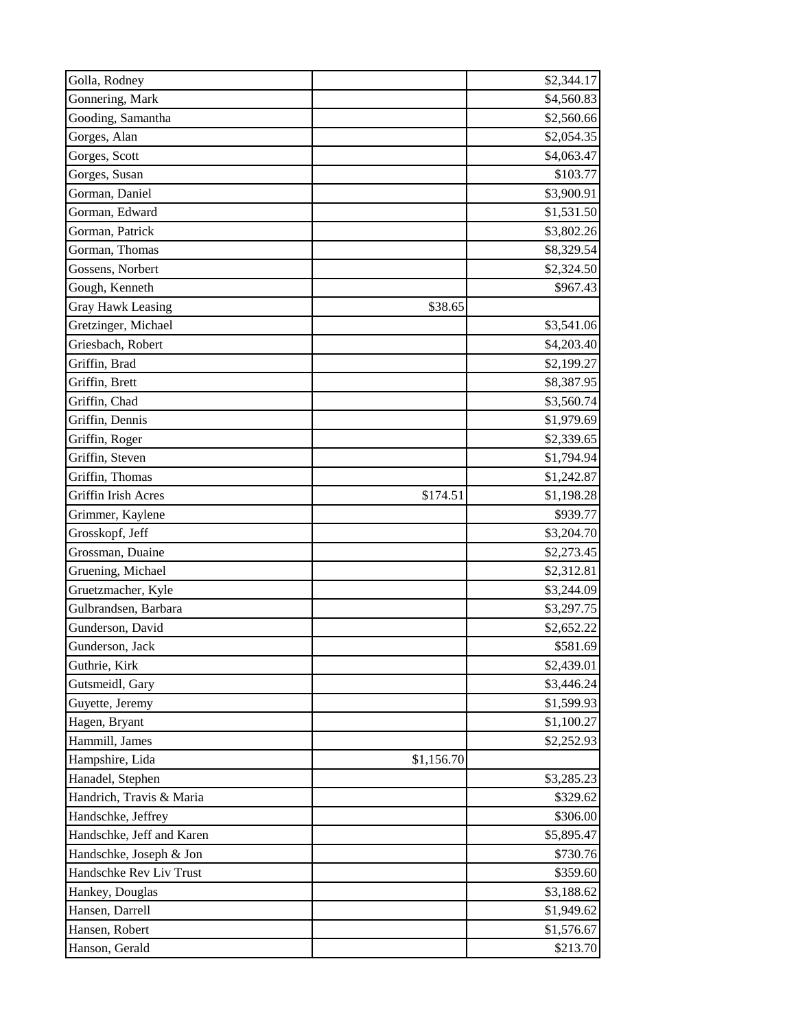| | | |
|---|---|---|
| Golla, Rodney | | $2,344.17 |
| Gonnering, Mark | | $4,560.83 |
| Gooding, Samantha | | $2,560.66 |
| Gorges, Alan | | $2,054.35 |
| Gorges, Scott | | $4,063.47 |
| Gorges, Susan | | $103.77 |
| Gorman, Daniel | | $3,900.91 |
| Gorman, Edward | | $1,531.50 |
| Gorman, Patrick | | $3,802.26 |
| Gorman, Thomas | | $8,329.54 |
| Gossens, Norbert | | $2,324.50 |
| Gough, Kenneth | | $967.43 |
| Gray Hawk Leasing | $38.65 | |
| Gretzinger, Michael | | $3,541.06 |
| Griesbach, Robert | | $4,203.40 |
| Griffin, Brad | | $2,199.27 |
| Griffin, Brett | | $8,387.95 |
| Griffin, Chad | | $3,560.74 |
| Griffin, Dennis | | $1,979.69 |
| Griffin, Roger | | $2,339.65 |
| Griffin, Steven | | $1,794.94 |
| Griffin, Thomas | | $1,242.87 |
| Griffin Irish Acres | $174.51 | $1,198.28 |
| Grimmer, Kaylene | | $939.77 |
| Grosskopf, Jeff | | $3,204.70 |
| Grossman, Duaine | | $2,273.45 |
| Gruening, Michael | | $2,312.81 |
| Gruetzmacher, Kyle | | $3,244.09 |
| Gulbrandsen, Barbara | | $3,297.75 |
| Gunderson, David | | $2,652.22 |
| Gunderson, Jack | | $581.69 |
| Guthrie, Kirk | | $2,439.01 |
| Gutsmeidl, Gary | | $3,446.24 |
| Guyette, Jeremy | | $1,599.93 |
| Hagen, Bryant | | $1,100.27 |
| Hammill, James | | $2,252.93 |
| Hampshire, Lida | $1,156.70 | |
| Hanadel, Stephen | | $3,285.23 |
| Handrich, Travis & Maria | | $329.62 |
| Handschke, Jeffrey | | $306.00 |
| Handschke, Jeff and Karen | | $5,895.47 |
| Handschke, Joseph & Jon | | $730.76 |
| Handschke Rev Liv Trust | | $359.60 |
| Hankey, Douglas | | $3,188.62 |
| Hansen, Darrell | | $1,949.62 |
| Hansen, Robert | | $1,576.67 |
| Hanson, Gerald | | $213.70 |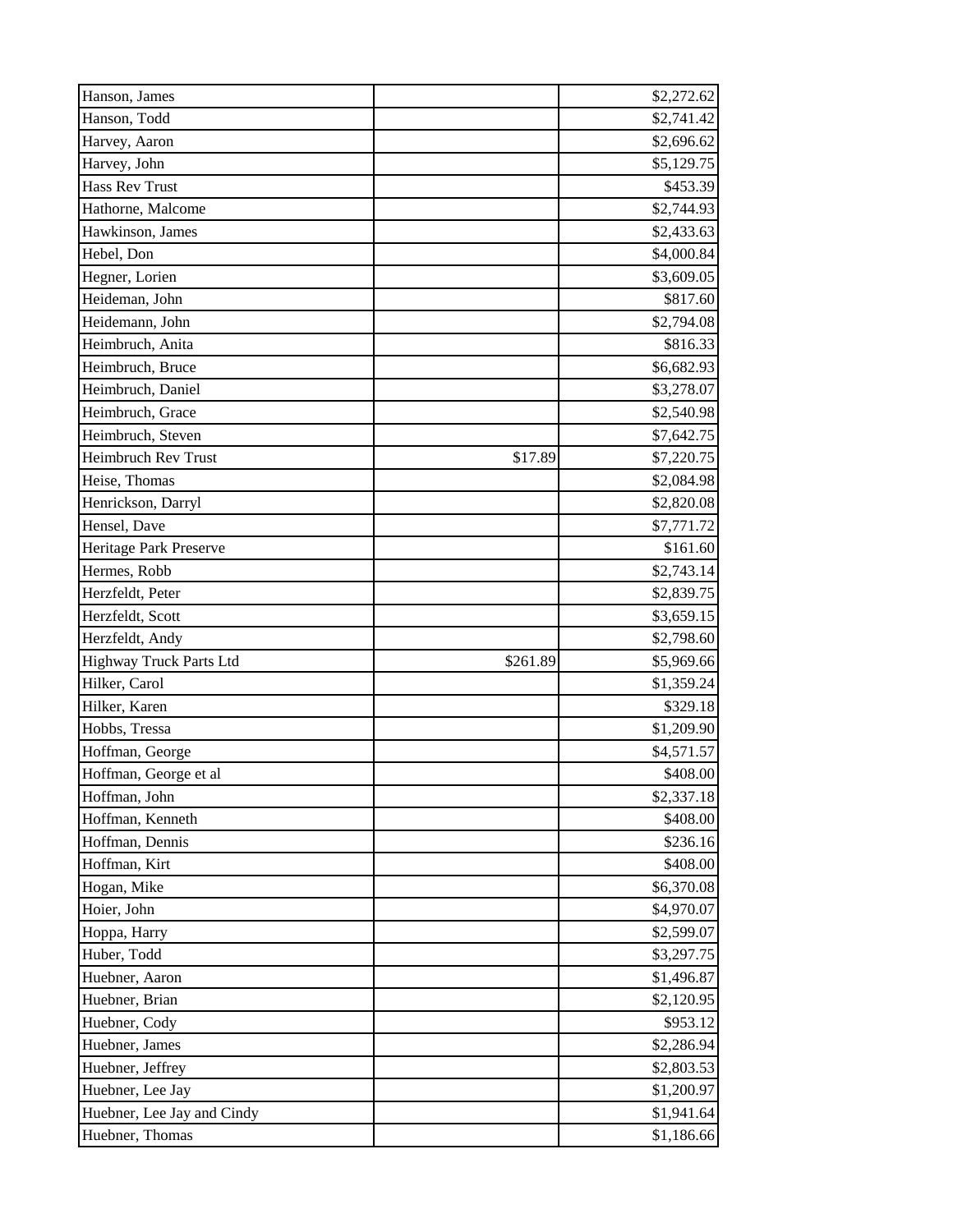| | | |
|---|---|---|
| Hanson, James | | $2,272.62 |
| Hanson, Todd | | $2,741.42 |
| Harvey, Aaron | | $2,696.62 |
| Harvey, John | | $5,129.75 |
| Hass Rev Trust | | $453.39 |
| Hathorne, Malcome | | $2,744.93 |
| Hawkinson, James | | $2,433.63 |
| Hebel, Don | | $4,000.84 |
| Hegner, Lorien | | $3,609.05 |
| Heideman, John | | $817.60 |
| Heidemann, John | | $2,794.08 |
| Heimbruch, Anita | | $816.33 |
| Heimbruch, Bruce | | $6,682.93 |
| Heimbruch, Daniel | | $3,278.07 |
| Heimbruch, Grace | | $2,540.98 |
| Heimbruch, Steven | | $7,642.75 |
| Heimbruch Rev Trust | $17.89 | $7,220.75 |
| Heise, Thomas | | $2,084.98 |
| Henrickson, Darryl | | $2,820.08 |
| Hensel, Dave | | $7,771.72 |
| Heritage Park Preserve | | $161.60 |
| Hermes, Robb | | $2,743.14 |
| Herzfeldt, Peter | | $2,839.75 |
| Herzfeldt, Scott | | $3,659.15 |
| Herzfeldt, Andy | | $2,798.60 |
| Highway Truck Parts Ltd | $261.89 | $5,969.66 |
| Hilker, Carol | | $1,359.24 |
| Hilker, Karen | | $329.18 |
| Hobbs, Tressa | | $1,209.90 |
| Hoffman, George | | $4,571.57 |
| Hoffman, George et al | | $408.00 |
| Hoffman, John | | $2,337.18 |
| Hoffman, Kenneth | | $408.00 |
| Hoffman, Dennis | | $236.16 |
| Hoffman, Kirt | | $408.00 |
| Hogan, Mike | | $6,370.08 |
| Hoier, John | | $4,970.07 |
| Hoppa, Harry | | $2,599.07 |
| Huber, Todd | | $3,297.75 |
| Huebner, Aaron | | $1,496.87 |
| Huebner, Brian | | $2,120.95 |
| Huebner, Cody | | $953.12 |
| Huebner, James | | $2,286.94 |
| Huebner, Jeffrey | | $2,803.53 |
| Huebner, Lee Jay | | $1,200.97 |
| Huebner, Lee Jay and Cindy | | $1,941.64 |
| Huebner, Thomas | | $1,186.66 |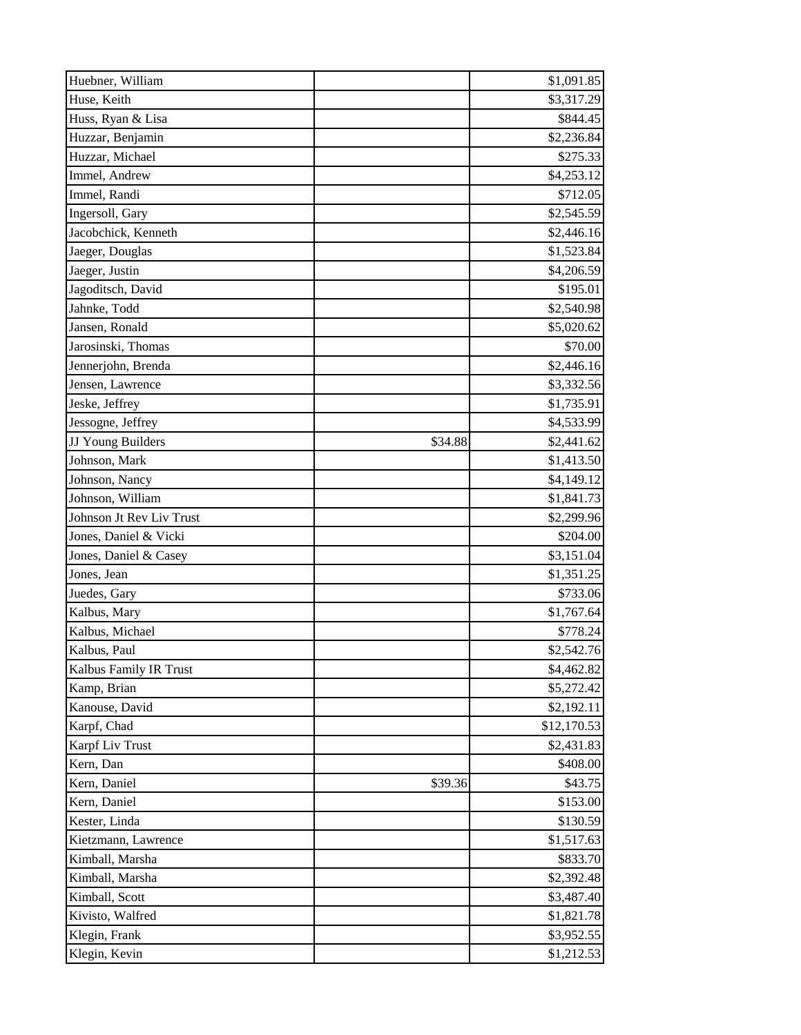| | | |
|---|---|---|
| Huebner, William | | $1,091.85 |
| Huse, Keith | | $3,317.29 |
| Huss, Ryan & Lisa | | $844.45 |
| Huzzar, Benjamin | | $2,236.84 |
| Huzzar, Michael | | $275.33 |
| Immel, Andrew | | $4,253.12 |
| Immel, Randi | | $712.05 |
| Ingersoll, Gary | | $2,545.59 |
| Jacobchick, Kenneth | | $2,446.16 |
| Jaeger, Douglas | | $1,523.84 |
| Jaeger, Justin | | $4,206.59 |
| Jagoditsch, David | | $195.01 |
| Jahnke, Todd | | $2,540.98 |
| Jansen, Ronald | | $5,020.62 |
| Jarosinski, Thomas | | $70.00 |
| Jennerjohn, Brenda | | $2,446.16 |
| Jensen, Lawrence | | $3,332.56 |
| Jeske, Jeffrey | | $1,735.91 |
| Jessogne, Jeffrey | | $4,533.99 |
| JJ Young Builders | $34.88 | $2,441.62 |
| Johnson, Mark | | $1,413.50 |
| Johnson, Nancy | | $4,149.12 |
| Johnson, William | | $1,841.73 |
| Johnson Jt Rev Liv Trust | | $2,299.96 |
| Jones, Daniel & Vicki | | $204.00 |
| Jones, Daniel & Casey | | $3,151.04 |
| Jones, Jean | | $1,351.25 |
| Juedes, Gary | | $733.06 |
| Kalbus, Mary | | $1,767.64 |
| Kalbus, Michael | | $778.24 |
| Kalbus, Paul | | $2,542.76 |
| Kalbus Family IR Trust | | $4,462.82 |
| Kamp, Brian | | $5,272.42 |
| Kanouse, David | | $2,192.11 |
| Karpf, Chad | | $12,170.53 |
| Karpf Liv Trust | | $2,431.83 |
| Kern, Dan | | $408.00 |
| Kern, Daniel | $39.36 | $43.75 |
| Kern, Daniel | | $153.00 |
| Kester, Linda | | $130.59 |
| Kietzmann, Lawrence | | $1,517.63 |
| Kimball, Marsha | | $833.70 |
| Kimball, Marsha | | $2,392.48 |
| Kimball, Scott | | $3,487.40 |
| Kivisto, Walfred | | $1,821.78 |
| Klegin, Frank | | $3,952.55 |
| Klegin, Kevin | | $1,212.53 |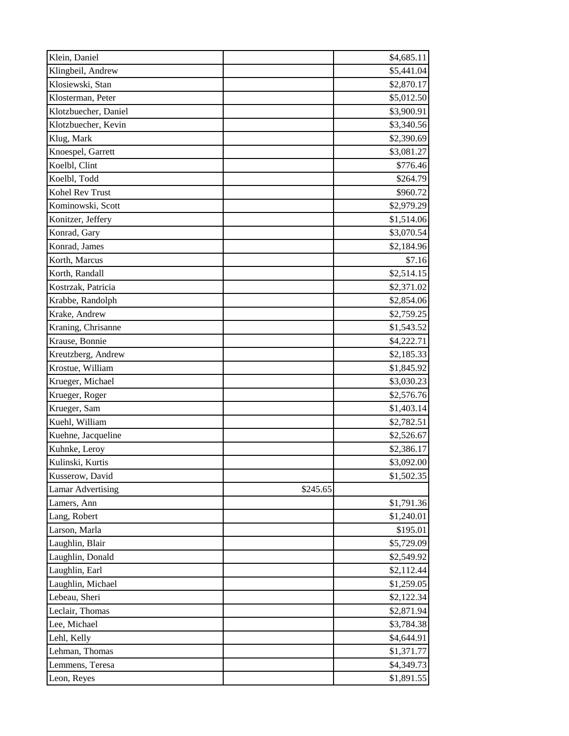| | | |
|---|---|---|
| Klein, Daniel | | $4,685.11 |
| Klingbeil, Andrew | | $5,441.04 |
| Klosiewski, Stan | | $2,870.17 |
| Klosterman, Peter | | $5,012.50 |
| Klotzbuecher, Daniel | | $3,900.91 |
| Klotzbuecher, Kevin | | $3,340.56 |
| Klug, Mark | | $2,390.69 |
| Knoespel, Garrett | | $3,081.27 |
| Koelbl, Clint | | $776.46 |
| Koelbl, Todd | | $264.79 |
| Kohel Rev Trust | | $960.72 |
| Kominowski, Scott | | $2,979.29 |
| Konitzer, Jeffery | | $1,514.06 |
| Konrad, Gary | | $3,070.54 |
| Konrad, James | | $2,184.96 |
| Korth, Marcus | | $7.16 |
| Korth, Randall | | $2,514.15 |
| Kostrzak, Patricia | | $2,371.02 |
| Krabbe, Randolph | | $2,854.06 |
| Krake, Andrew | | $2,759.25 |
| Kraning, Chrisanne | | $1,543.52 |
| Krause, Bonnie | | $4,222.71 |
| Kreutzberg, Andrew | | $2,185.33 |
| Krostue, William | | $1,845.92 |
| Krueger, Michael | | $3,030.23 |
| Krueger, Roger | | $2,576.76 |
| Krueger, Sam | | $1,403.14 |
| Kuehl, William | | $2,782.51 |
| Kuehne, Jacqueline | | $2,526.67 |
| Kuhnke, Leroy | | $2,386.17 |
| Kulinski, Kurtis | | $3,092.00 |
| Kusserow, David | | $1,502.35 |
| Lamar Advertising | $245.65 | |
| Lamers, Ann | | $1,791.36 |
| Lang, Robert | | $1,240.01 |
| Larson, Marla | | $195.01 |
| Laughlin, Blair | | $5,729.09 |
| Laughlin, Donald | | $2,549.92 |
| Laughlin, Earl | | $2,112.44 |
| Laughlin, Michael | | $1,259.05 |
| Lebeau, Sheri | | $2,122.34 |
| Leclair, Thomas | | $2,871.94 |
| Lee, Michael | | $3,784.38 |
| Lehl, Kelly | | $4,644.91 |
| Lehman, Thomas | | $1,371.77 |
| Lemmens, Teresa | | $4,349.73 |
| Leon, Reyes | | $1,891.55 |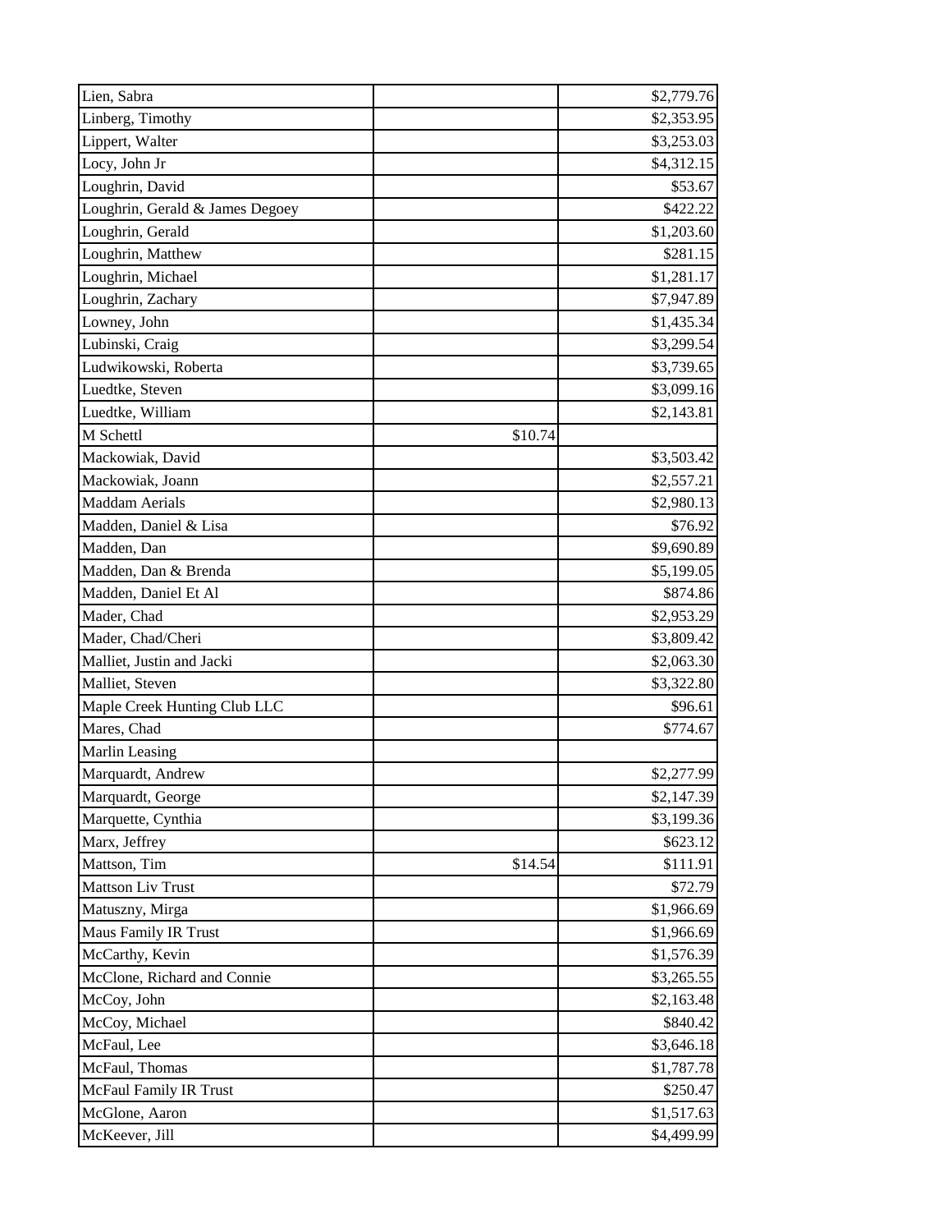| | | |
|---|---|---|
| Lien, Sabra | | $2,779.76 |
| Linberg, Timothy | | $2,353.95 |
| Lippert, Walter | | $3,253.03 |
| Locy, John Jr | | $4,312.15 |
| Loughrin, David | | $53.67 |
| Loughrin, Gerald & James Degoey | | $422.22 |
| Loughrin, Gerald | | $1,203.60 |
| Loughrin, Matthew | | $281.15 |
| Loughrin, Michael | | $1,281.17 |
| Loughrin, Zachary | | $7,947.89 |
| Lowney, John | | $1,435.34 |
| Lubinski, Craig | | $3,299.54 |
| Ludwikowski, Roberta | | $3,739.65 |
| Luedtke, Steven | | $3,099.16 |
| Luedtke, William | | $2,143.81 |
| M Schettl | $10.74 | |
| Mackowiak, David | | $3,503.42 |
| Mackowiak, Joann | | $2,557.21 |
| Maddam Aerials | | $2,980.13 |
| Madden, Daniel & Lisa | | $76.92 |
| Madden, Dan | | $9,690.89 |
| Madden, Dan & Brenda | | $5,199.05 |
| Madden, Daniel Et Al | | $874.86 |
| Mader, Chad | | $2,953.29 |
| Mader, Chad/Cheri | | $3,809.42 |
| Malliet, Justin and Jacki | | $2,063.30 |
| Malliet, Steven | | $3,322.80 |
| Maple Creek Hunting Club LLC | | $96.61 |
| Mares, Chad | | $774.67 |
| Marlin Leasing | | |
| Marquardt, Andrew | | $2,277.99 |
| Marquardt, George | | $2,147.39 |
| Marquette, Cynthia | | $3,199.36 |
| Marx, Jeffrey | | $623.12 |
| Mattson, Tim | $14.54 | $111.91 |
| Mattson Liv Trust | | $72.79 |
| Matuszny, Mirga | | $1,966.69 |
| Maus Family IR Trust | | $1,966.69 |
| McCarthy, Kevin | | $1,576.39 |
| McClone, Richard and Connie | | $3,265.55 |
| McCoy, John | | $2,163.48 |
| McCoy, Michael | | $840.42 |
| McFaul, Lee | | $3,646.18 |
| McFaul, Thomas | | $1,787.78 |
| McFaul Family IR Trust | | $250.47 |
| McGlone, Aaron | | $1,517.63 |
| McKeever, Jill | | $4,499.99 |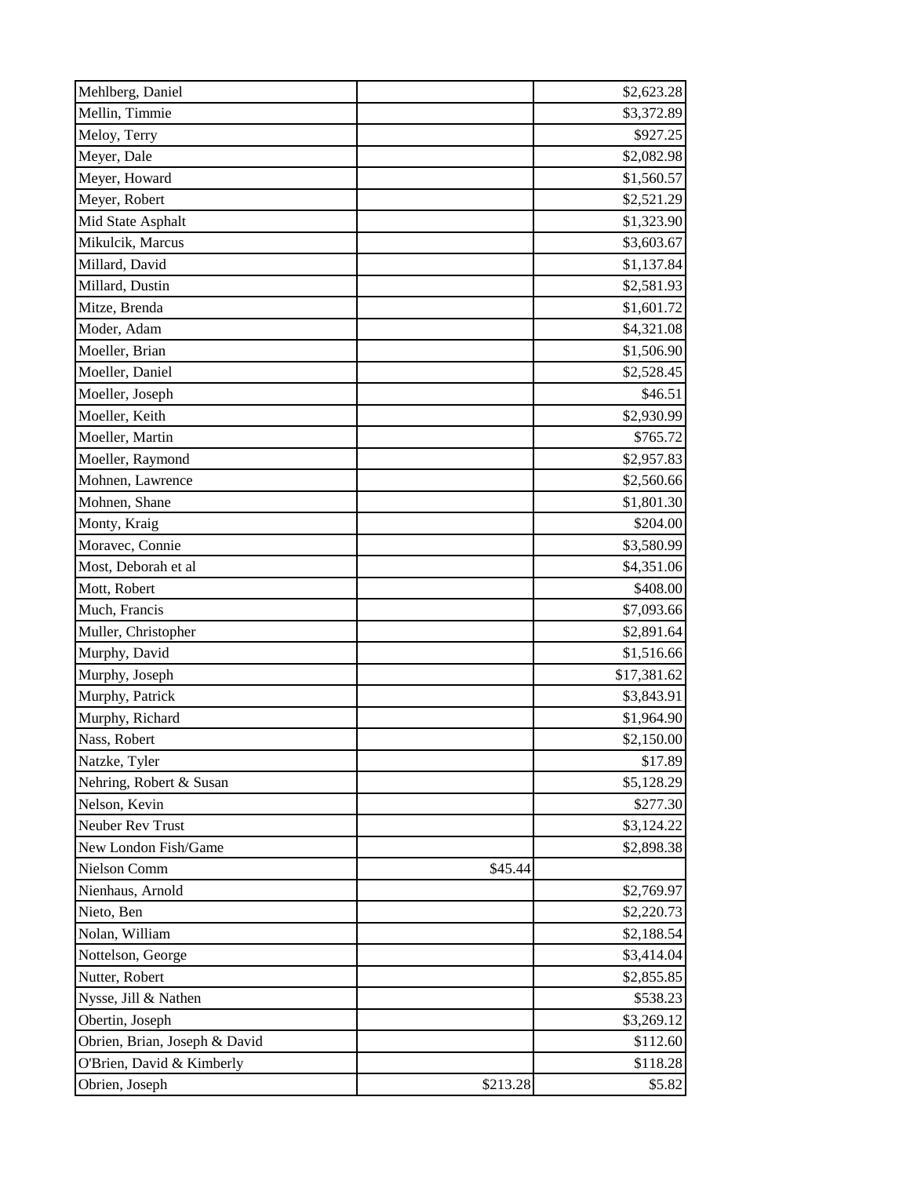| | | |
|---|---|---|
| Mehlberg, Daniel | | $2,623.28 |
| Mellin, Timmie | | $3,372.89 |
| Meloy, Terry | | $927.25 |
| Meyer, Dale | | $2,082.98 |
| Meyer, Howard | | $1,560.57 |
| Meyer, Robert | | $2,521.29 |
| Mid State Asphalt | | $1,323.90 |
| Mikulcik, Marcus | | $3,603.67 |
| Millard, David | | $1,137.84 |
| Millard, Dustin | | $2,581.93 |
| Mitze, Brenda | | $1,601.72 |
| Moder, Adam | | $4,321.08 |
| Moeller, Brian | | $1,506.90 |
| Moeller, Daniel | | $2,528.45 |
| Moeller, Joseph | | $46.51 |
| Moeller, Keith | | $2,930.99 |
| Moeller, Martin | | $765.72 |
| Moeller, Raymond | | $2,957.83 |
| Mohnen, Lawrence | | $2,560.66 |
| Mohnen, Shane | | $1,801.30 |
| Monty, Kraig | | $204.00 |
| Moravec, Connie | | $3,580.99 |
| Most, Deborah et al | | $4,351.06 |
| Mott, Robert | | $408.00 |
| Much, Francis | | $7,093.66 |
| Muller, Christopher | | $2,891.64 |
| Murphy, David | | $1,516.66 |
| Murphy, Joseph | | $17,381.62 |
| Murphy, Patrick | | $3,843.91 |
| Murphy, Richard | | $1,964.90 |
| Nass, Robert | | $2,150.00 |
| Natzke, Tyler | | $17.89 |
| Nehring, Robert & Susan | | $5,128.29 |
| Nelson, Kevin | | $277.30 |
| Neuber Rev Trust | | $3,124.22 |
| New London Fish/Game | | $2,898.38 |
| Nielson Comm | $45.44 | |
| Nienhaus, Arnold | | $2,769.97 |
| Nieto, Ben | | $2,220.73 |
| Nolan, William | | $2,188.54 |
| Nottelson, George | | $3,414.04 |
| Nutter, Robert | | $2,855.85 |
| Nysse, Jill & Nathen | | $538.23 |
| Obertin, Joseph | | $3,269.12 |
| Obrien, Brian, Joseph & David | | $112.60 |
| O'Brien, David & Kimberly | | $118.28 |
| Obrien, Joseph | $213.28 | $5.82 |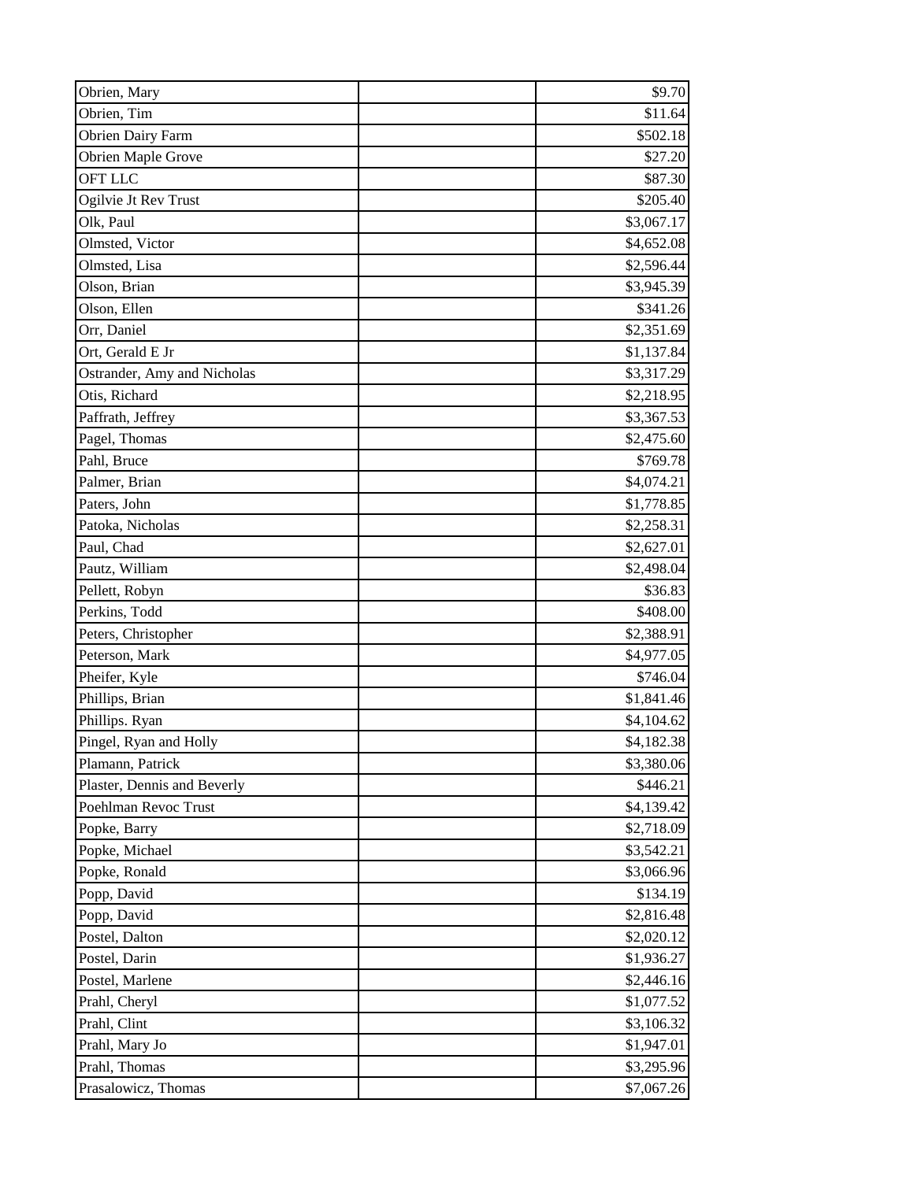| | | |
|---|---|---|
| Obrien, Mary | | $9.70 |
| Obrien, Tim | | $11.64 |
| Obrien Dairy Farm | | $502.18 |
| Obrien Maple Grove | | $27.20 |
| OFT LLC | | $87.30 |
| Ogilvie Jt Rev Trust | | $205.40 |
| Olk, Paul | | $3,067.17 |
| Olmsted, Victor | | $4,652.08 |
| Olmsted, Lisa | | $2,596.44 |
| Olson, Brian | | $3,945.39 |
| Olson, Ellen | | $341.26 |
| Orr, Daniel | | $2,351.69 |
| Ort, Gerald E Jr | | $1,137.84 |
| Ostrander, Amy and Nicholas | | $3,317.29 |
| Otis, Richard | | $2,218.95 |
| Paffrath, Jeffrey | | $3,367.53 |
| Pagel, Thomas | | $2,475.60 |
| Pahl, Bruce | | $769.78 |
| Palmer, Brian | | $4,074.21 |
| Paters, John | | $1,778.85 |
| Patoka, Nicholas | | $2,258.31 |
| Paul, Chad | | $2,627.01 |
| Pautz, William | | $2,498.04 |
| Pellett, Robyn | | $36.83 |
| Perkins, Todd | | $408.00 |
| Peters, Christopher | | $2,388.91 |
| Peterson, Mark | | $4,977.05 |
| Pheifer, Kyle | | $746.04 |
| Phillips, Brian | | $1,841.46 |
| Phillips. Ryan | | $4,104.62 |
| Pingel, Ryan and Holly | | $4,182.38 |
| Plamann, Patrick | | $3,380.06 |
| Plaster, Dennis and Beverly | | $446.21 |
| Poehlman Revoc Trust | | $4,139.42 |
| Popke, Barry | | $2,718.09 |
| Popke, Michael | | $3,542.21 |
| Popke, Ronald | | $3,066.96 |
| Popp, David | | $134.19 |
| Popp, David | | $2,816.48 |
| Postel, Dalton | | $2,020.12 |
| Postel, Darin | | $1,936.27 |
| Postel, Marlene | | $2,446.16 |
| Prahl, Cheryl | | $1,077.52 |
| Prahl, Clint | | $3,106.32 |
| Prahl, Mary Jo | | $1,947.01 |
| Prahl, Thomas | | $3,295.96 |
| Prasalowicz, Thomas | | $7,067.26 |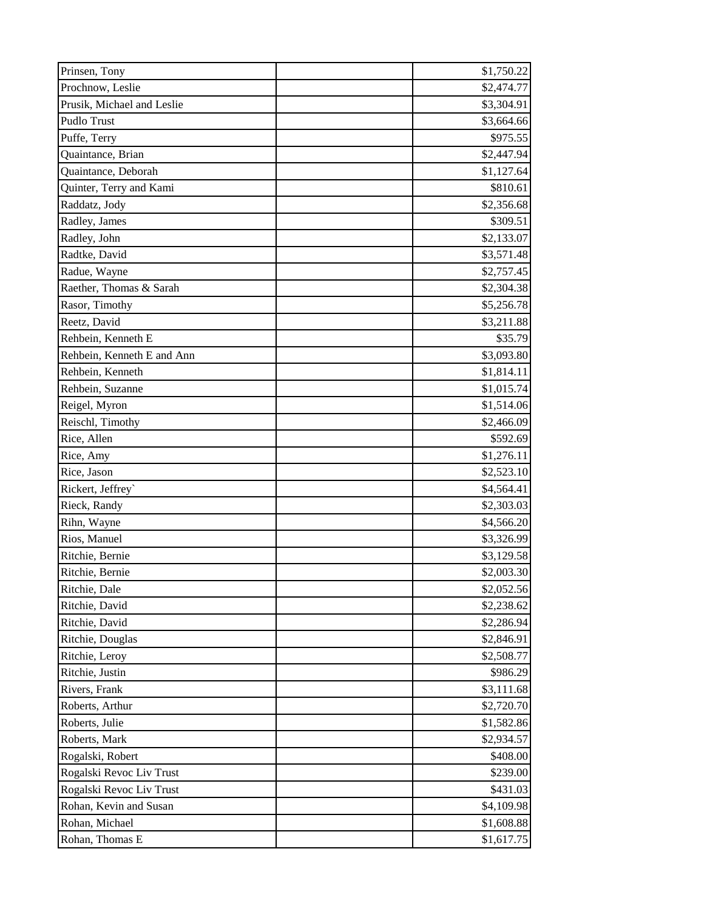| | | |
|---|---|---|
| Prinsen, Tony | | $1,750.22 |
| Prochnow, Leslie | | $2,474.77 |
| Prusik, Michael and Leslie | | $3,304.91 |
| Pudlo Trust | | $3,664.66 |
| Puffe, Terry | | $975.55 |
| Quaintance, Brian | | $2,447.94 |
| Quaintance, Deborah | | $1,127.64 |
| Quinter, Terry and Kami | | $810.61 |
| Raddatz, Jody | | $2,356.68 |
| Radley, James | | $309.51 |
| Radley, John | | $2,133.07 |
| Radtke, David | | $3,571.48 |
| Radue, Wayne | | $2,757.45 |
| Raether, Thomas & Sarah | | $2,304.38 |
| Rasor, Timothy | | $5,256.78 |
| Reetz, David | | $3,211.88 |
| Rehbein, Kenneth E | | $35.79 |
| Rehbein, Kenneth E and Ann | | $3,093.80 |
| Rehbein, Kenneth | | $1,814.11 |
| Rehbein, Suzanne | | $1,015.74 |
| Reigel, Myron | | $1,514.06 |
| Reischl, Timothy | | $2,466.09 |
| Rice, Allen | | $592.69 |
| Rice, Amy | | $1,276.11 |
| Rice, Jason | | $2,523.10 |
| Rickert, Jeffrey` | | $4,564.41 |
| Rieck, Randy | | $2,303.03 |
| Rihn, Wayne | | $4,566.20 |
| Rios, Manuel | | $3,326.99 |
| Ritchie, Bernie | | $3,129.58 |
| Ritchie, Bernie | | $2,003.30 |
| Ritchie, Dale | | $2,052.56 |
| Ritchie, David | | $2,238.62 |
| Ritchie, David | | $2,286.94 |
| Ritchie, Douglas | | $2,846.91 |
| Ritchie, Leroy | | $2,508.77 |
| Ritchie, Justin | | $986.29 |
| Rivers, Frank | | $3,111.68 |
| Roberts, Arthur | | $2,720.70 |
| Roberts, Julie | | $1,582.86 |
| Roberts, Mark | | $2,934.57 |
| Rogalski, Robert | | $408.00 |
| Rogalski Revoc Liv Trust | | $239.00 |
| Rogalski Revoc Liv Trust | | $431.03 |
| Rohan, Kevin and Susan | | $4,109.98 |
| Rohan, Michael | | $1,608.88 |
| Rohan, Thomas E | | $1,617.75 |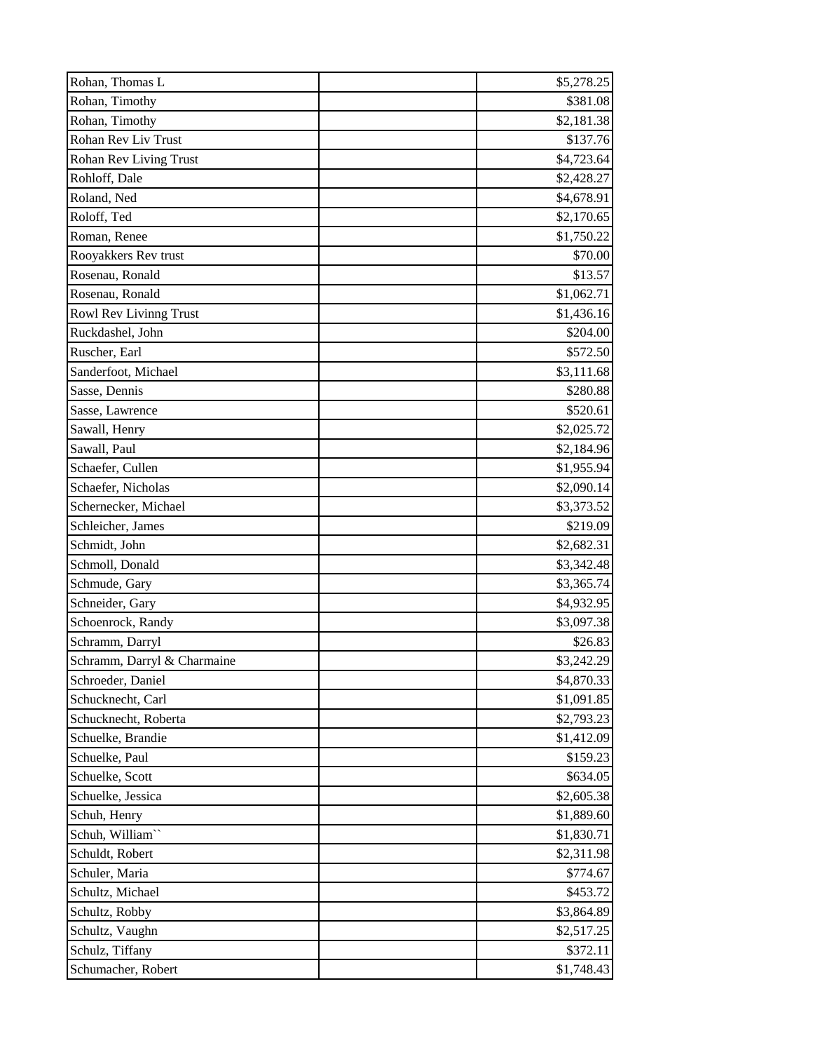| Rohan, Thomas L | | $5,278.25 |
|---|---|---|
| Rohan, Timothy | | $381.08 |
| Rohan, Timothy | | $2,181.38 |
| Rohan Rev Liv Trust | | $137.76 |
| Rohan Rev Living Trust | | $4,723.64 |
| Rohloff, Dale | | $2,428.27 |
| Roland, Ned | | $4,678.91 |
| Roloff, Ted | | $2,170.65 |
| Roman, Renee | | $1,750.22 |
| Rooyakkers Rev trust | | $70.00 |
| Rosenau, Ronald | | $13.57 |
| Rosenau, Ronald | | $1,062.71 |
| Rowl Rev Livinng Trust | | $1,436.16 |
| Ruckdashel, John | | $204.00 |
| Ruscher, Earl | | $572.50 |
| Sanderfoot, Michael | | $3,111.68 |
| Sasse, Dennis | | $280.88 |
| Sasse, Lawrence | | $520.61 |
| Sawall, Henry | | $2,025.72 |
| Sawall, Paul | | $2,184.96 |
| Schaefer, Cullen | | $1,955.94 |
| Schaefer, Nicholas | | $2,090.14 |
| Schernecker, Michael | | $3,373.52 |
| Schleicher, James | | $219.09 |
| Schmidt, John | | $2,682.31 |
| Schmoll, Donald | | $3,342.48 |
| Schmude, Gary | | $3,365.74 |
| Schneider, Gary | | $4,932.95 |
| Schoenrock, Randy | | $3,097.38 |
| Schramm, Darryl | | $26.83 |
| Schramm, Darryl & Charmaine | | $3,242.29 |
| Schroeder, Daniel | | $4,870.33 |
| Schucknecht, Carl | | $1,091.85 |
| Schucknecht, Roberta | | $2,793.23 |
| Schuelke, Brandie | | $1,412.09 |
| Schuelke, Paul | | $159.23 |
| Schuelke, Scott | | $634.05 |
| Schuelke, Jessica | | $2,605.38 |
| Schuh, Henry | | $1,889.60 |
| Schuh, William`` | | $1,830.71 |
| Schuldt, Robert | | $2,311.98 |
| Schuler, Maria | | $774.67 |
| Schultz, Michael | | $453.72 |
| Schultz, Robby | | $3,864.89 |
| Schultz, Vaughn | | $2,517.25 |
| Schulz, Tiffany | | $372.11 |
| Schumacher, Robert | | $1,748.43 |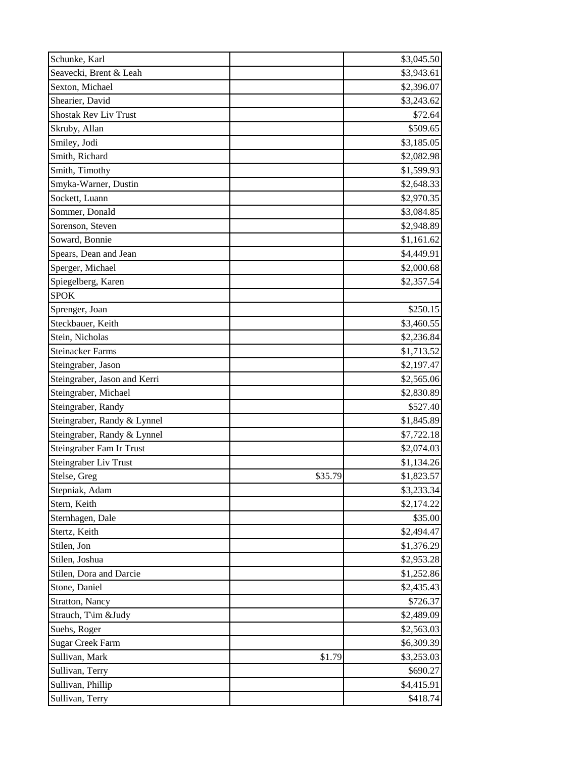| | | |
|---|---|---|
| Schunke, Karl | | $3,045.50 |
| Seavecki, Brent & Leah | | $3,943.61 |
| Sexton, Michael | | $2,396.07 |
| Shearier, David | | $3,243.62 |
| Shostak Rev Liv Trust | | $72.64 |
| Skruby, Allan | | $509.65 |
| Smiley, Jodi | | $3,185.05 |
| Smith, Richard | | $2,082.98 |
| Smith, Timothy | | $1,599.93 |
| Smyka-Warner, Dustin | | $2,648.33 |
| Sockett, Luann | | $2,970.35 |
| Sommer, Donald | | $3,084.85 |
| Sorenson, Steven | | $2,948.89 |
| Soward, Bonnie | | $1,161.62 |
| Spears, Dean and Jean | | $4,449.91 |
| Sperger, Michael | | $2,000.68 |
| Spiegelberg, Karen | | $2,357.54 |
| SPOK | | |
| Sprenger, Joan | | $250.15 |
| Steckbauer, Keith | | $3,460.55 |
| Stein, Nicholas | | $2,236.84 |
| Steinacker Farms | | $1,713.52 |
| Steingraber, Jason | | $2,197.47 |
| Steingraber, Jason and Kerri | | $2,565.06 |
| Steingraber, Michael | | $2,830.89 |
| Steingraber, Randy | | $527.40 |
| Steingraber, Randy & Lynnel | | $1,845.89 |
| Steingraber, Randy & Lynnel | | $7,722.18 |
| Steingraber Fam Ir Trust | | $2,074.03 |
| Steingraber Liv Trust | | $1,134.26 |
| Stelse, Greg | $35.79 | $1,823.57 |
| Stepniak, Adam | | $3,233.34 |
| Stern, Keith | | $2,174.22 |
| Sternhagen, Dale | | $35.00 |
| Stertz, Keith | | $2,494.47 |
| Stilen, Jon | | $1,376.29 |
| Stilen, Joshua | | $2,953.28 |
| Stilen, Dora and Darcie | | $1,252.86 |
| Stone, Daniel | | $2,435.43 |
| Stratton, Nancy | | $726.37 |
| Strauch, T\im &Judy | | $2,489.09 |
| Suehs, Roger | | $2,563.03 |
| Sugar Creek Farm | | $6,309.39 |
| Sullivan, Mark | $1.79 | $3,253.03 |
| Sullivan, Terry | | $690.27 |
| Sullivan, Phillip | | $4,415.91 |
| Sullivan, Terry | | $418.74 |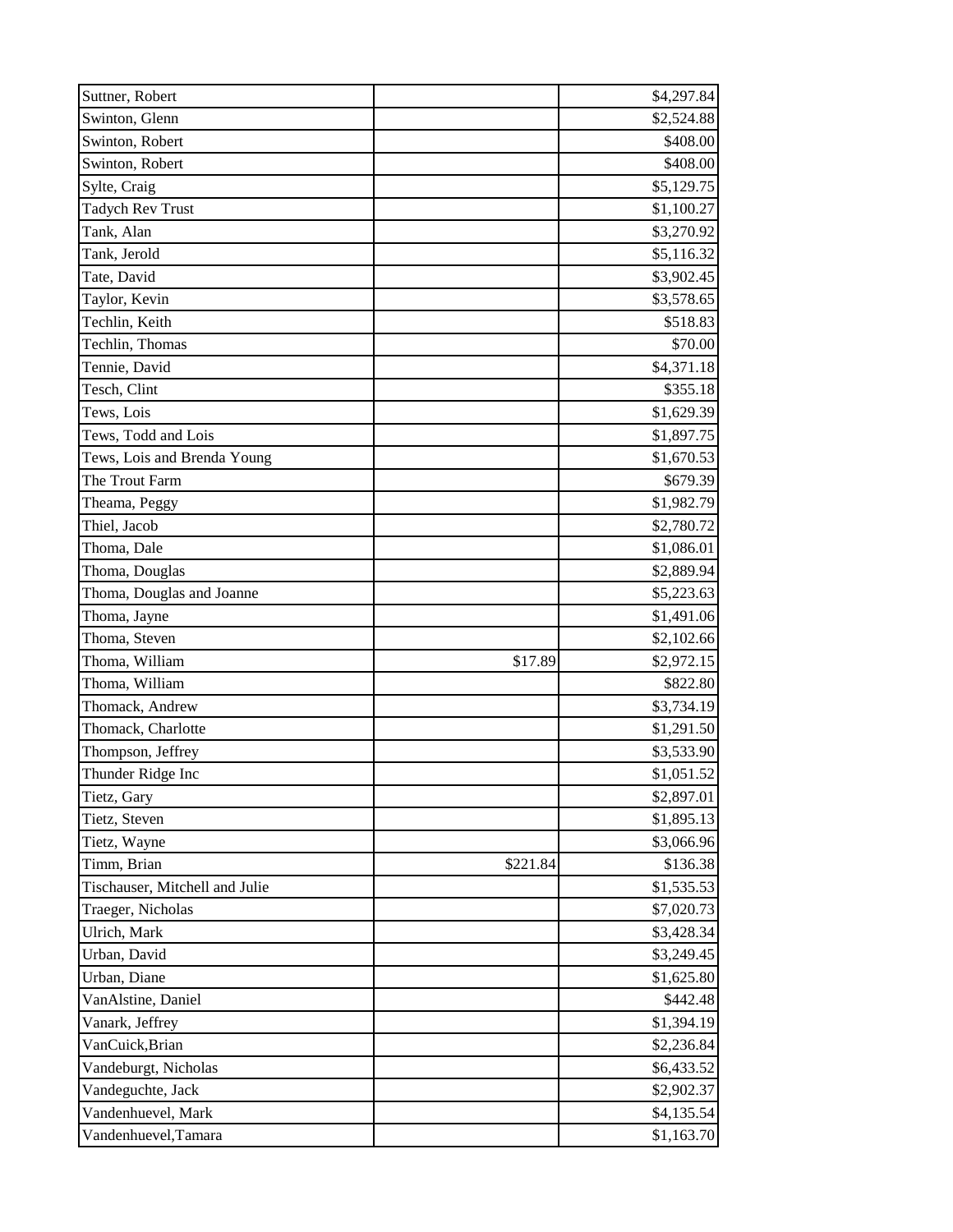| | | |
|---|---|---|
| Suttner, Robert | | $4,297.84 |
| Swinton, Glenn | | $2,524.88 |
| Swinton, Robert | | $408.00 |
| Swinton, Robert | | $408.00 |
| Sylte, Craig | | $5,129.75 |
| Tadych Rev Trust | | $1,100.27 |
| Tank, Alan | | $3,270.92 |
| Tank, Jerold | | $5,116.32 |
| Tate, David | | $3,902.45 |
| Taylor, Kevin | | $3,578.65 |
| Techlin, Keith | | $518.83 |
| Techlin, Thomas | | $70.00 |
| Tennie, David | | $4,371.18 |
| Tesch, Clint | | $355.18 |
| Tews, Lois | | $1,629.39 |
| Tews, Todd and Lois | | $1,897.75 |
| Tews, Lois and Brenda Young | | $1,670.53 |
| The Trout Farm | | $679.39 |
| Theama, Peggy | | $1,982.79 |
| Thiel, Jacob | | $2,780.72 |
| Thoma, Dale | | $1,086.01 |
| Thoma, Douglas | | $2,889.94 |
| Thoma, Douglas and Joanne | | $5,223.63 |
| Thoma, Jayne | | $1,491.06 |
| Thoma, Steven | | $2,102.66 |
| Thoma, William | $17.89 | $2,972.15 |
| Thoma, William | | $822.80 |
| Thomack, Andrew | | $3,734.19 |
| Thomack, Charlotte | | $1,291.50 |
| Thompson, Jeffrey | | $3,533.90 |
| Thunder Ridge Inc | | $1,051.52 |
| Tietz, Gary | | $2,897.01 |
| Tietz, Steven | | $1,895.13 |
| Tietz, Wayne | | $3,066.96 |
| Timm, Brian | $221.84 | $136.38 |
| Tischauser, Mitchell and Julie | | $1,535.53 |
| Traeger, Nicholas | | $7,020.73 |
| Ulrich, Mark | | $3,428.34 |
| Urban, David | | $3,249.45 |
| Urban, Diane | | $1,625.80 |
| VanAlstine, Daniel | | $442.48 |
| Vanark, Jeffrey | | $1,394.19 |
| VanCuick,Brian | | $2,236.84 |
| Vandeburgt, Nicholas | | $6,433.52 |
| Vandeguchte, Jack | | $2,902.37 |
| Vandenhuevel, Mark | | $4,135.54 |
| Vandenhuevel,Tamara | | $1,163.70 |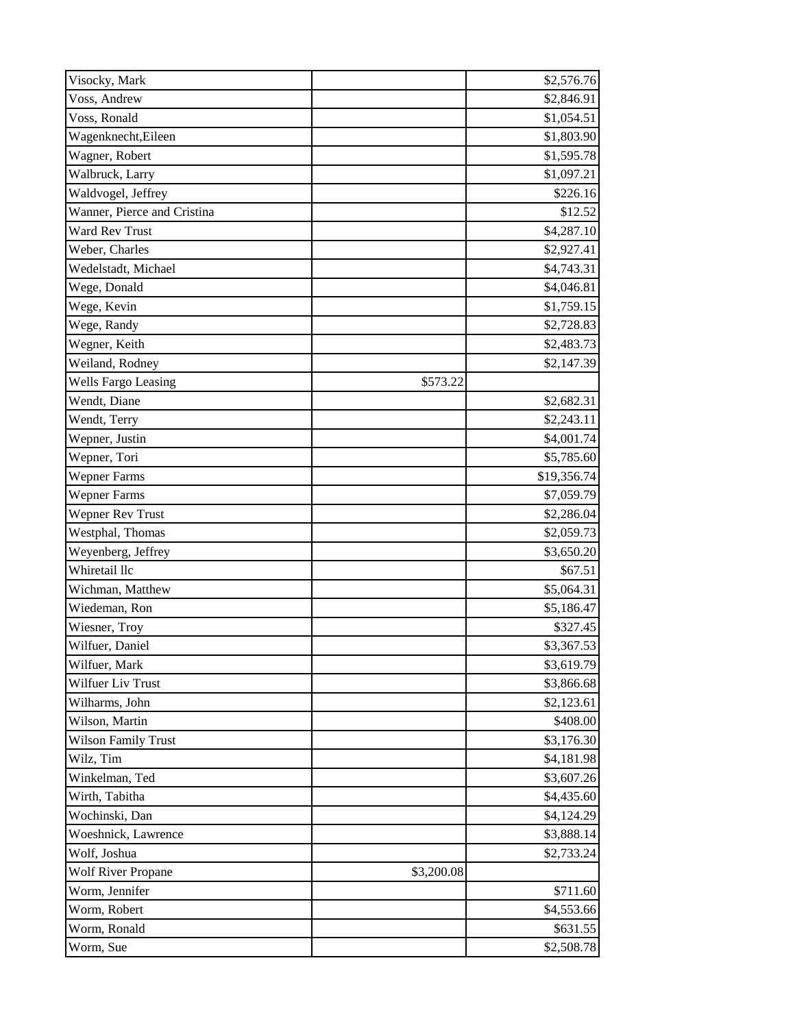| | | |
|---|---|---|
| Visocky, Mark | | $2,576.76 |
| Voss, Andrew | | $2,846.91 |
| Voss, Ronald | | $1,054.51 |
| Wagenknecht,Eileen | | $1,803.90 |
| Wagner, Robert | | $1,595.78 |
| Walbruck, Larry | | $1,097.21 |
| Waldvogel, Jeffrey | | $226.16 |
| Wanner, Pierce and Cristina | | $12.52 |
| Ward Rev Trust | | $4,287.10 |
| Weber, Charles | | $2,927.41 |
| Wedelstadt, Michael | | $4,743.31 |
| Wege, Donald | | $4,046.81 |
| Wege, Kevin | | $1,759.15 |
| Wege, Randy | | $2,728.83 |
| Wegner, Keith | | $2,483.73 |
| Weiland, Rodney | | $2,147.39 |
| Wells Fargo Leasing | $573.22 | |
| Wendt, Diane | | $2,682.31 |
| Wendt, Terry | | $2,243.11 |
| Wepner, Justin | | $4,001.74 |
| Wepner, Tori | | $5,785.60 |
| Wepner Farms | | $19,356.74 |
| Wepner Farms | | $7,059.79 |
| Wepner Rev Trust | | $2,286.04 |
| Westphal, Thomas | | $2,059.73 |
| Weyenberg, Jeffrey | | $3,650.20 |
| Whiretail llc | | $67.51 |
| Wichman, Matthew | | $5,064.31 |
| Wiedeman, Ron | | $5,186.47 |
| Wiesner, Troy | | $327.45 |
| Wilfuer, Daniel | | $3,367.53 |
| Wilfuer, Mark | | $3,619.79 |
| Wilfuer Liv Trust | | $3,866.68 |
| Wilharms, John | | $2,123.61 |
| Wilson, Martin | | $408.00 |
| Wilson Family Trust | | $3,176.30 |
| Wilz, Tim | | $4,181.98 |
| Winkelman, Ted | | $3,607.26 |
| Wirth, Tabitha | | $4,435.60 |
| Wochinski, Dan | | $4,124.29 |
| Woeshnick, Lawrence | | $3,888.14 |
| Wolf, Joshua | | $2,733.24 |
| Wolf River Propane | $3,200.08 | |
| Worm, Jennifer | | $711.60 |
| Worm, Robert | | $4,553.66 |
| Worm, Ronald | | $631.55 |
| Worm, Sue | | $2,508.78 |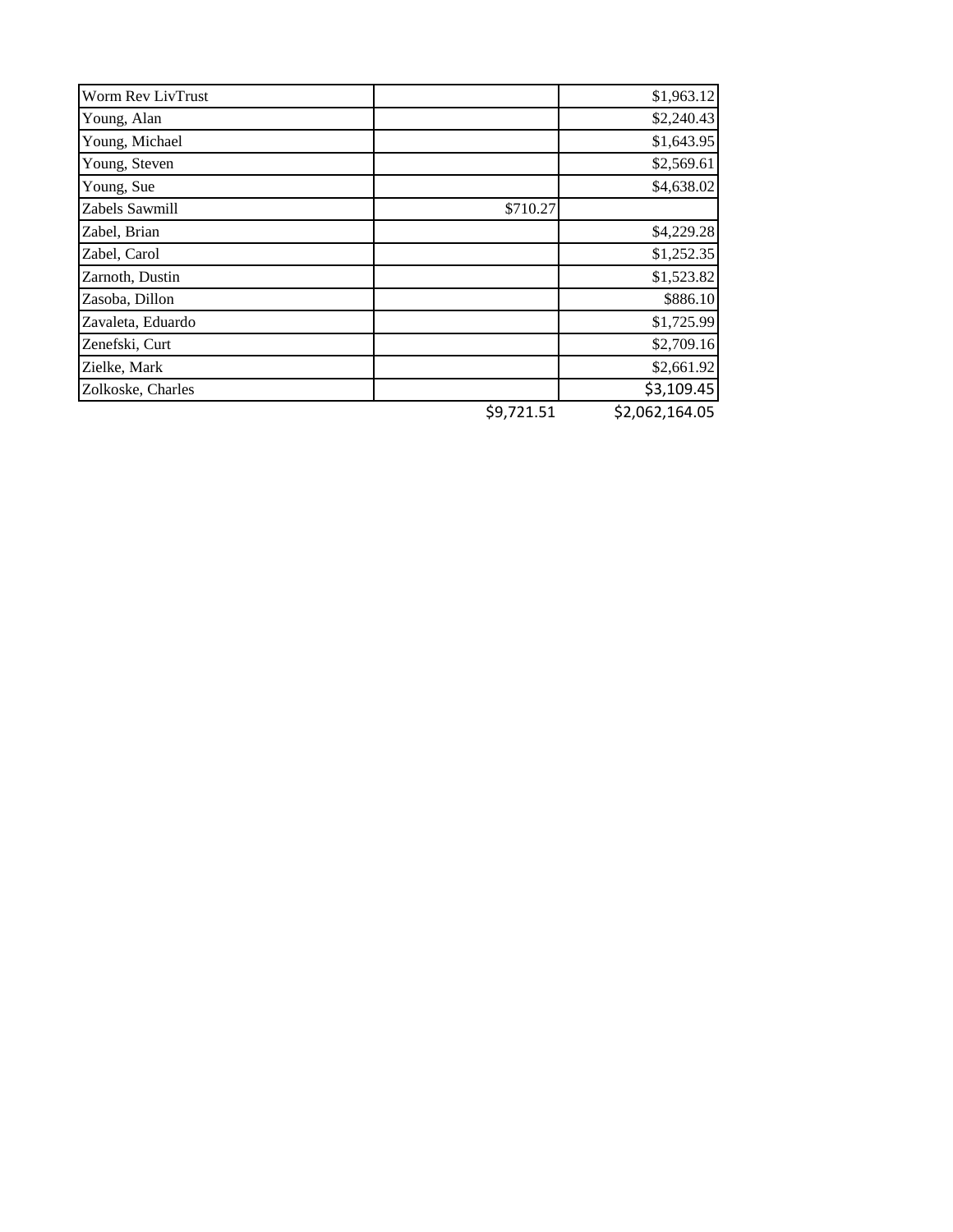| | | |
|---|---|---|
| Worm Rev LivTrust | | $1,963.12 |
| Young, Alan | | $2,240.43 |
| Young, Michael | | $1,643.95 |
| Young, Steven | | $2,569.61 |
| Young, Sue | | $4,638.02 |
| Zabels Sawmill | $710.27 | |
| Zabel, Brian | | $4,229.28 |
| Zabel, Carol | | $1,252.35 |
| Zarnoth, Dustin | | $1,523.82 |
| Zasoba, Dillon | | $886.10 |
| Zavaleta, Eduardo | | $1,725.99 |
| Zenefski, Curt | | $2,709.16 |
| Zielke, Mark | | $2,661.92 |
| Zolkoske, Charles | | $3,109.45 |
| | $9,721.51 | $2,062,164.05 |